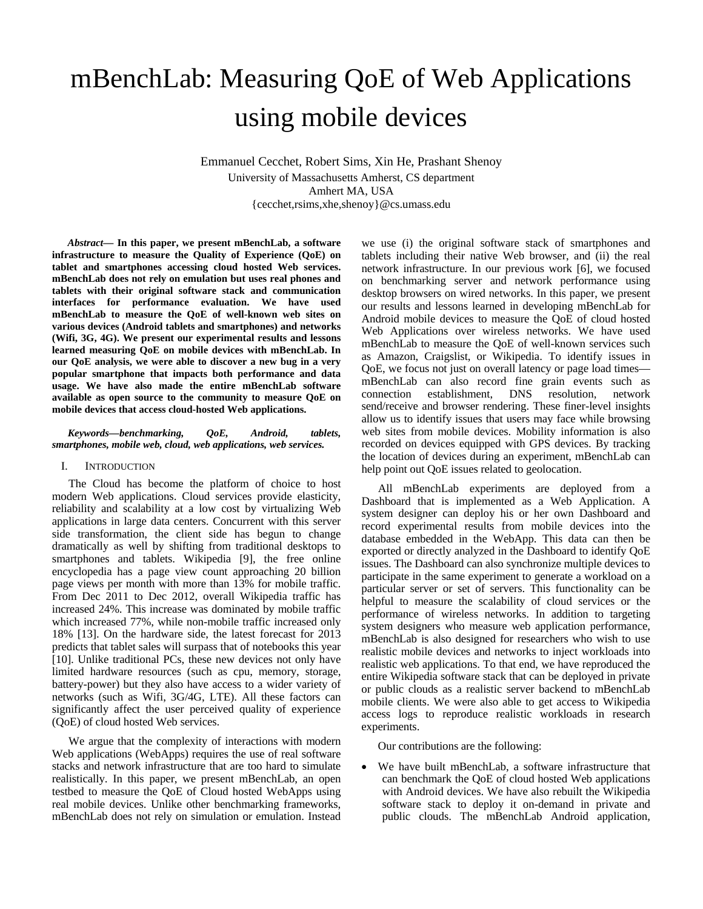# mBenchLab: Measuring QoE of Web Applications using mobile devices

Emmanuel Cecchet, Robert Sims, Xin He, Prashant Shenoy

University of Massachusetts Amherst, CS department

Amhert MA, USA

{cecchet,rsims,xhe,shenoy}@cs.umass.edu

***Abstract*— In this paper, we present mBenchLab, a software infrastructure to measure the Quality of Experience (QoE) on tablet and smartphones accessing cloud hosted Web services. mBenchLab does not rely on emulation but uses real phones and tablets with their original software stack and communication interfaces for performance evaluation. We have used mBenchLab to measure the QoE of well-known web sites on various devices (Android tablets and smartphones) and networks (Wifi, 3G, 4G). We present our experimental results and lessons learned measuring QoE on mobile devices with mBenchLab. In our QoE analysis, we were able to discover a new bug in a very popular smartphone that impacts both performance and data usage. We have also made the entire mBenchLab software available as open source to the community to measure QoE on mobile devices that access cloud-hosted Web applications.**

***Keywords—benchmarking, QoE, Android, tablets, smartphones, mobile web, cloud, web applications, web services.***

## I. Introduction

The Cloud has become the platform of choice to host modern Web applications. Cloud services provide elasticity, reliability and scalability at a low cost by virtualizing Web applications in large data centers. Concurrent with this server side transformation, the client side has begun to change dramatically as well by shifting from traditional desktops to smartphones and tablets. Wikipedia [9], the free online encyclopedia has a page view count approaching 20 billion page views per month with more than 13% for mobile traffic. From Dec 2011 to Dec 2012, overall Wikipedia traffic has increased 24%. This increase was dominated by mobile traffic which increased 77%, while non-mobile traffic increased only 18% [13]. On the hardware side, the latest forecast for 2013 predicts that tablet sales will surpass that of notebooks this year [10]. Unlike traditional PCs, these new devices not only have limited hardware resources (such as cpu, memory, storage, battery-power) but they also have access to a wider variety of networks (such as Wifi, 3G/4G, LTE). All these factors can significantly affect the user perceived quality of experience (QoE) of cloud hosted Web services.

We argue that the complexity of interactions with modern Web applications (WebApps) requires the use of real software stacks and network infrastructure that are too hard to simulate realistically. In this paper, we present mBenchLab, an open testbed to measure the QoE of Cloud hosted WebApps using real mobile devices. Unlike other benchmarking frameworks, mBenchLab does not rely on simulation or emulation. Instead we use (i) the original software stack of smartphones and tablets including their native Web browser, and (ii) the real network infrastructure. In our previous work [6], we focused on benchmarking server and network performance using desktop browsers on wired networks. In this paper, we present our results and lessons learned in developing mBenchLab for Android mobile devices to measure the QoE of cloud hosted Web Applications over wireless networks. We have used mBenchLab to measure the QoE of well-known services such as Amazon, Craigslist, or Wikipedia. To identify issues in QoE, we focus not just on overall latency or page load times—mBenchLab can also record fine grain events such as connection establishment, DNS resolution, network send/receive and browser rendering. These finer-level insights allow us to identify issues that users may face while browsing web sites from mobile devices. Mobility information is also recorded on devices equipped with GPS devices. By tracking the location of devices during an experiment, mBenchLab can help point out QoE issues related to geolocation.

All mBenchLab experiments are deployed from a Dashboard that is implemented as a Web Application. A system designer can deploy his or her own Dashboard and record experimental results from mobile devices into the database embedded in the WebApp. This data can then be exported or directly analyzed in the Dashboard to identify QoE issues. The Dashboard can also synchronize multiple devices to participate in the same experiment to generate a workload on a particular server or set of servers. This functionality can be helpful to measure the scalability of cloud services or the performance of wireless networks. In addition to targeting system designers who measure web application performance, mBenchLab is also designed for researchers who wish to use realistic mobile devices and networks to inject workloads into realistic web applications. To that end, we have reproduced the entire Wikipedia software stack that can be deployed in private or public clouds as a realistic server backend to mBenchLab mobile clients. We were also able to get access to Wikipedia access logs to reproduce realistic workloads in research experiments.

Our contributions are the following:

- We have built mBenchLab, a software infrastructure that can benchmark the QoE of cloud hosted Web applications with Android devices. We have also rebuilt the Wikipedia software stack to deploy it on-demand in private and public clouds. The mBenchLab Android application,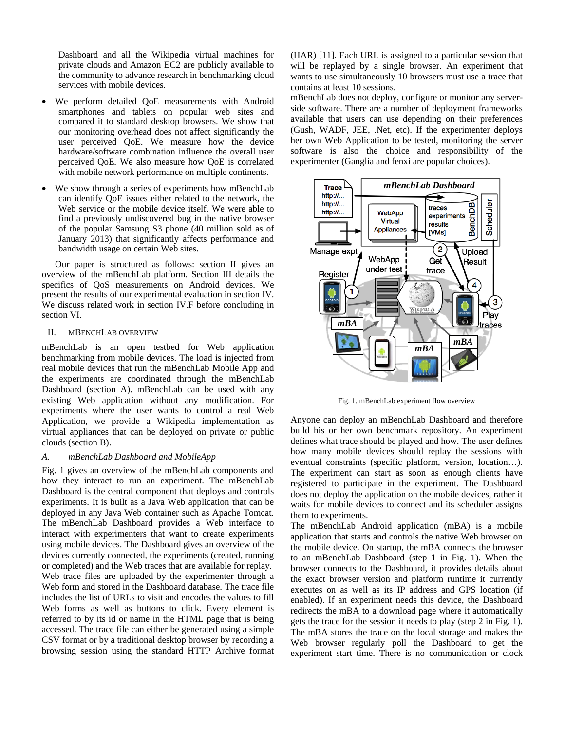Dashboard and all the Wikipedia virtual machines for private clouds and Amazon EC2 are publicly available to the community to advance research in benchmarking cloud services with mobile devices.

- We perform detailed QoE measurements with Android smartphones and tablets on popular web sites and compared it to standard desktop browsers. We show that our monitoring overhead does not affect significantly the user perceived QoE. We measure how the device hardware/software combination influence the overall user perceived QoE. We also measure how QoE is correlated with mobile network performance on multiple continents.
- We show through a series of experiments how mBenchLab can identify QoE issues either related to the network, the Web service or the mobile device itself. We were able to find a previously undiscovered bug in the native browser of the popular Samsung S3 phone (40 million sold as of January 2013) that significantly affects performance and bandwidth usage on certain Web sites.

Our paper is structured as follows: section II gives an overview of the mBenchLab platform. Section III details the specifics of QoS measurements on Android devices. We present the results of our experimental evaluation in section IV. We discuss related work in section IV.F before concluding in section VI.

## II. mBenchLab overview

mBenchLab is an open testbed for Web application benchmarking from mobile devices. The load is injected from real mobile devices that run the mBenchLab Mobile App and the experiments are coordinated through the mBenchLab Dashboard (section A). mBenchLab can be used with any existing Web application without any modification. For experiments where the user wants to control a real Web Application, we provide a Wikipedia implementation as virtual appliances that can be deployed on private or public clouds (section B).

### *A. mBenchLab Dashboard and MobileApp*

Fig. 1 gives an overview of the mBenchLab components and how they interact to run an experiment. The mBenchLab Dashboard is the central component that deploys and controls experiments. It is built as a Java Web application that can be deployed in any Java Web container such as Apache Tomcat. The mBenchLab Dashboard provides a Web interface to interact with experimenters that want to create experiments using mobile devices. The Dashboard gives an overview of the devices currently connected, the experiments (created, running or completed) and the Web traces that are available for replay.

Web trace files are uploaded by the experimenter through a Web form and stored in the Dashboard database. The trace file includes the list of URLs to visit and encodes the values to fill Web forms as well as buttons to click. Every element is referred to by its id or name in the HTML page that is being accessed. The trace file can either be generated using a simple CSV format or by a traditional desktop browser by recording a browsing session using the standard HTTP Archive format (HAR) [11]. Each URL is assigned to a particular session that will be replayed by a single browser. An experiment that wants to use simultaneously 10 browsers must use a trace that contains at least 10 sessions.

mBenchLab does not deploy, configure or monitor any server-side software. There are a number of deployment frameworks available that users can use depending on their preferences (Gush, WADF, JEE, .Net, etc). If the experimenter deploys her own Web Application to be tested, monitoring the server software is also the choice and responsibility of the experimenter (Ganglia and fenxi are popular choices).

Fig. 1. mBenchLab experiment flow overview

Anyone can deploy an mBenchLab Dashboard and therefore build his or her own benchmark repository. An experiment defines what trace should be played and how. The user defines how many mobile devices should replay the sessions with eventual constraints (specific platform, version, location…). The experiment can start as soon as enough clients have registered to participate in the experiment. The Dashboard does not deploy the application on the mobile devices, rather it waits for mobile devices to connect and its scheduler assigns them to experiments.

The mBenchLab Android application (mBA) is a mobile application that starts and controls the native Web browser on the mobile device. On startup, the mBA connects the browser to an mBenchLab Dashboard (step 1 in Fig. 1). When the browser connects to the Dashboard, it provides details about the exact browser version and platform runtime it currently executes on as well as its IP address and GPS location (if enabled). If an experiment needs this device, the Dashboard redirects the mBA to a download page where it automatically gets the trace for the session it needs to play (step 2 in Fig. 1). The mBA stores the trace on the local storage and makes the Web browser regularly poll the Dashboard to get the experiment start time. There is no communication or clock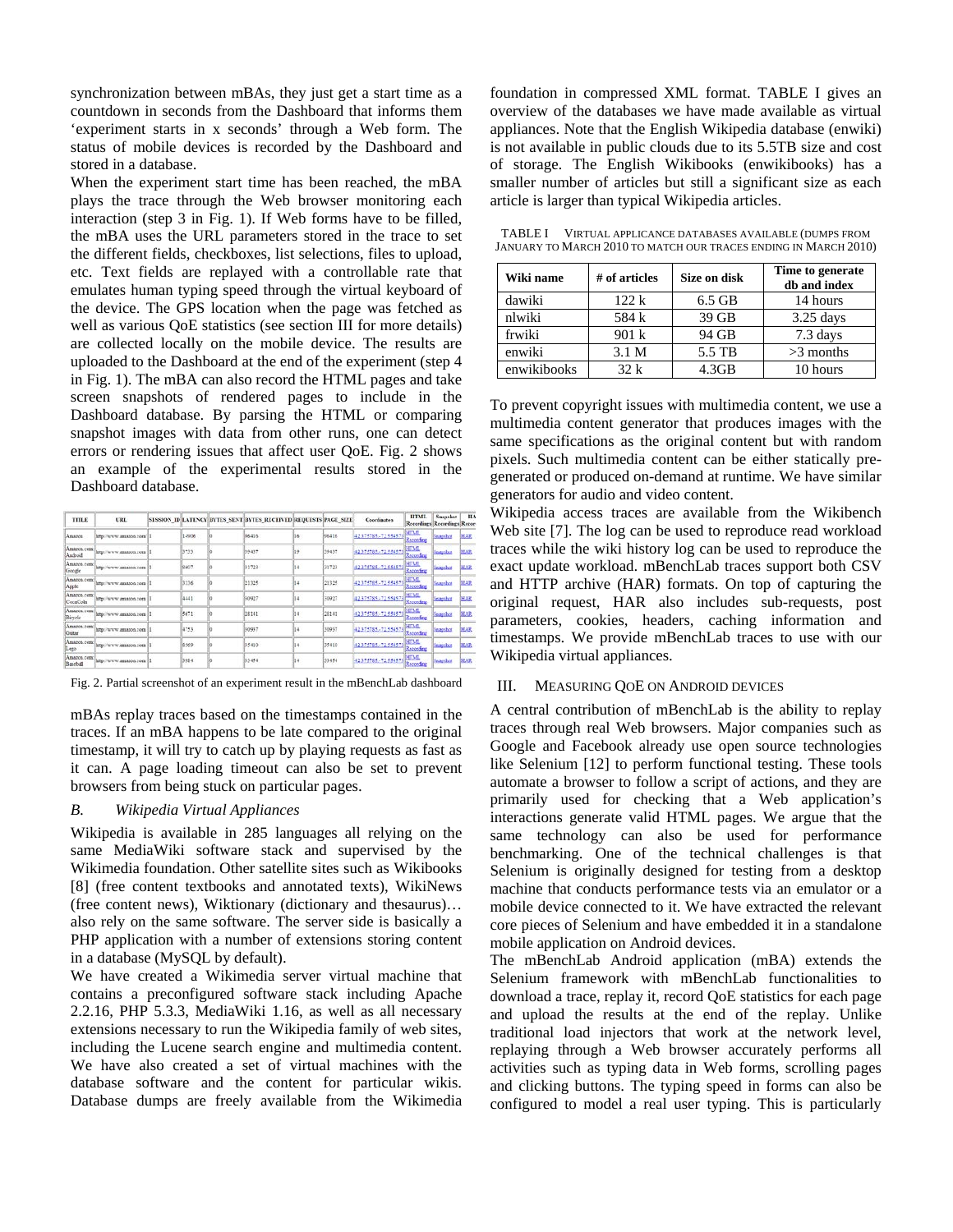synchronization between mBAs, they just get a start time as a countdown in seconds from the Dashboard that informs them 'experiment starts in x seconds' through a Web form. The status of mobile devices is recorded by the Dashboard and stored in a database.

When the experiment start time has been reached, the mBA plays the trace through the Web browser monitoring each interaction (step 3 in Fig. 1). If Web forms have to be filled, the mBA uses the URL parameters stored in the trace to set the different fields, checkboxes, list selections, files to upload, etc. Text fields are replayed with a controllable rate that emulates human typing speed through the virtual keyboard of the device. The GPS location when the page was fetched as well as various QoE statistics (see section III for more details) are collected locally on the mobile device. The results are uploaded to the Dashboard at the end of the experiment (step 4 in Fig. 1). The mBA can also record the HTML pages and take screen snapshots of rendered pages to include in the Dashboard database. By parsing the HTML or comparing snapshot images with data from other runs, one can detect errors or rendering issues that affect user QoE. Fig. 2 shows an example of the experimental results stored in the Dashboard database.

| TITLE | URL | SESSION_ID | LATENCY | BYTES_SENT | BYTES_RECEIVED | REQUESTS | PAGE_SIZE | Coordinates | HTML Recordings | Snapshot Recordings | HA |
|---|---|---|---|---|---|---|---|---|---|---|---|
| Amazon | http://www.amazon.com | 1 | 14908 | 0 | 96416 | 16 | 96416 | 42.375785,-72.55457 | HTML Recording | Snapshot | HAR |
| Amazon.com: Android | http://www.amazon.com | 1 | 3723 | 0 | 29437 | 19 | 29437 | 42.375785,-72.55457 | HTML Recording | Snapshot | HAR |
| Amazon.com: Google | http://www.amazon.com | 1 | 8407 | 0 | 31723 | 14 | 31723 | 42.375785,-72.55457 | HTML Recording | Snapshot | HAR |
| Amazon.com: Apple | http://www.amazon.com | 1 | 3336 | 0 | 21325 | 14 | 21325 | 42.375785,-72.55457 | HTML Recording | Snapshot | HAR |
| Amazon.com: CocaCola | http://www.amazon.com | 1 | 4441 | 0 | 30927 | 14 | 30927 | 42.375785,-72.55457 | HTML Recording | Snapshot | HAR |
| Amazon.com: Bicycle | http://www.amazon.com | 1 | 5471 | 0 | 28141 | 14 | 28141 | 42.375785,-72.55457 | HTML Recording | Snapshot | HAR |
| Amazon.com: Guitar | http://www.amazon.com | 1 | 4753 | 0 | 30937 | 14 | 30937 | 42.375785,-72.55457 | HTML Recording | Snapshot | HAR |
| Amazon.com: Lego | http://www.amazon.com | 1 | 8569 | 0 | 35410 | 14 | 35410 | 42.375785,-72.55457 | HTML Recording | Snapshot | HAR |
| Amazon.com: Baseball | http://www.amazon.com | 1 | 3984 | 0 | 33454 | 14 | 33454 | 42.375785,-72.55457 | HTML Recording | Snapshot | HAR |

Fig. 2. Partial screenshot of an experiment result in the mBenchLab dashboard

mBAs replay traces based on the timestamps contained in the traces. If an mBA happens to be late compared to the original timestamp, it will try to catch up by playing requests as fast as it can. A page loading timeout can also be set to prevent browsers from being stuck on particular pages.

### B. *Wikipedia Virtual Appliances*

Wikipedia is available in 285 languages all relying on the same MediaWiki software stack and supervised by the Wikimedia foundation. Other satellite sites such as Wikibooks [8] (free content textbooks and annotated texts), WikiNews (free content news), Wiktionary (dictionary and thesaurus)… also rely on the same software. The server side is basically a PHP application with a number of extensions storing content in a database (MySQL by default).

We have created a Wikimedia server virtual machine that contains a preconfigured software stack including Apache 2.2.16, PHP 5.3.3, MediaWiki 1.16, as well as all necessary extensions necessary to run the Wikipedia family of web sites, including the Lucene search engine and multimedia content. We have also created a set of virtual machines with the database software and the content for particular wikis. Database dumps are freely available from the Wikimedia foundation in compressed XML format. TABLE I gives an overview of the databases we have made available as virtual appliances. Note that the English Wikipedia database (enwiki) is not available in public clouds due to its 5.5TB size and cost of storage. The English Wikibooks (enwikibooks) has a smaller number of articles but still a significant size as each article is larger than typical Wikipedia articles.

TABLE I   VIRTUAL APPLICANCE DATABASES AVAILABLE (DUMPS FROM JANUARY TO MARCH 2010 TO MATCH OUR TRACES ENDING IN MARCH 2010)

| Wiki name | # of articles | Size on disk | Time to generate db and index |
|---|---|---|---|
| dawiki | 122 k | 6.5 GB | 14 hours |
| nlwiki | 584 k | 39 GB | 3.25 days |
| frwiki | 901 k | 94 GB | 7.3 days |
| enwiki | 3.1 M | 5.5 TB | >3 months |
| enwikibooks | 32 k | 4.3GB | 10 hours |

To prevent copyright issues with multimedia content, we use a multimedia content generator that produces images with the same specifications as the original content but with random pixels. Such multimedia content can be either statically pre-generated or produced on-demand at runtime. We have similar generators for audio and video content.

Wikipedia access traces are available from the Wikibench Web site [7]. The log can be used to reproduce read workload traces while the wiki history log can be used to reproduce the exact update workload. mBenchLab traces support both CSV and HTTP archive (HAR) formats. On top of capturing the original request, HAR also includes sub-requests, post parameters, cookies, headers, caching information and timestamps. We provide mBenchLab traces to use with our Wikipedia virtual appliances.

## III. MEASURING QOE ON ANDROID DEVICES

A central contribution of mBenchLab is the ability to replay traces through real Web browsers. Major companies such as Google and Facebook already use open source technologies like Selenium [12] to perform functional testing. These tools automate a browser to follow a script of actions, and they are primarily used for checking that a Web application's interactions generate valid HTML pages. We argue that the same technology can also be used for performance benchmarking. One of the technical challenges is that Selenium is originally designed for testing from a desktop machine that conducts performance tests via an emulator or a mobile device connected to it. We have extracted the relevant core pieces of Selenium and have embedded it in a standalone mobile application on Android devices.

The mBenchLab Android application (mBA) extends the Selenium framework with mBenchLab functionalities to download a trace, replay it, record QoE statistics for each page and upload the results at the end of the replay. Unlike traditional load injectors that work at the network level, replaying through a Web browser accurately performs all activities such as typing data in Web forms, scrolling pages and clicking buttons. The typing speed in forms can also be configured to model a real user typing. This is particularly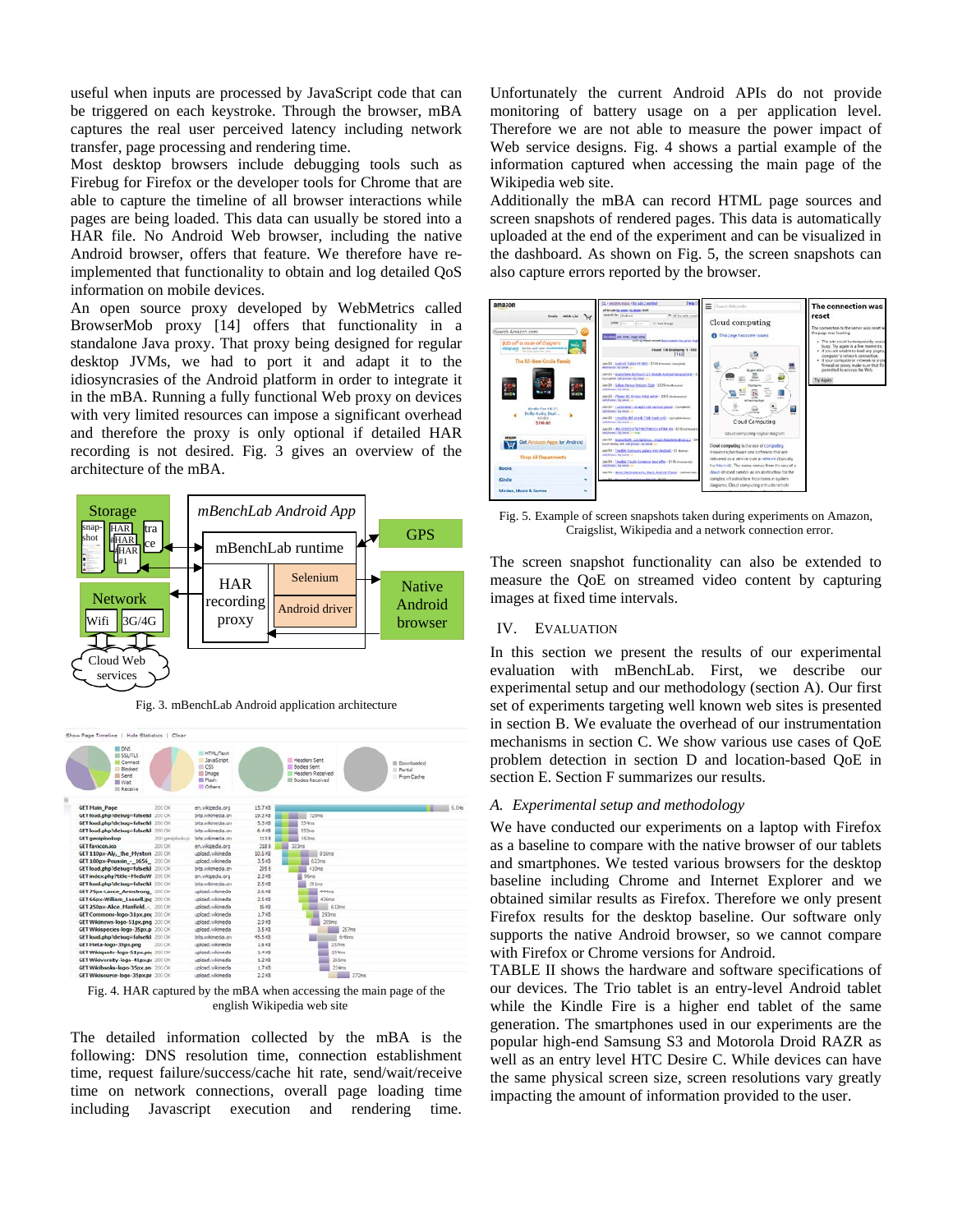useful when inputs are processed by JavaScript code that can be triggered on each keystroke. Through the browser, mBA captures the real user perceived latency including network transfer, page processing and rendering time.

Most desktop browsers include debugging tools such as Firebug for Firefox or the developer tools for Chrome that are able to capture the timeline of all browser interactions while pages are being loaded. This data can usually be stored into a HAR file. No Android Web browser, including the native Android browser, offers that feature. We therefore have re-implemented that functionality to obtain and log detailed QoS information on mobile devices.

An open source proxy developed by WebMetrics called BrowserMob proxy [14] offers that functionality in a standalone Java proxy. That proxy being designed for regular desktop JVMs, we had to port it and adapt it to the idiosyncracies of the Android platform in order to integrate it in the mBA. Running a fully functional Web proxy on devices with very limited resources can impose a significant overhead and therefore the proxy is only optional if detailed HAR recording is not desired. Fig. 3 gives an overview of the architecture of the mBA.

Fig. 3. mBenchLab Android application architecture

Fig. 4. HAR captured by the mBA when accessing the main page of the english Wikipedia web site

The detailed information collected by the mBA is the following: DNS resolution time, connection establishment time, request failure/success/cache hit rate, send/wait/receive time on network connections, overall page loading time including Javascript execution and rendering time. Unfortunately the current Android APIs do not provide monitoring of battery usage on a per application level. Therefore we are not able to measure the power impact of Web service designs. Fig. 4 shows a partial example of the information captured when accessing the main page of the Wikipedia web site.

Additionally the mBA can record HTML page sources and screen snapshots of rendered pages. This data is automatically uploaded at the end of the experiment and can be visualized in the dashboard. As shown on Fig. 5, the screen snapshots can also capture errors reported by the browser.

Fig. 5. Example of screen snapshots taken during experiments on Amazon, Craigslist, Wikipedia and a network connection error.

The screen snapshot functionality can also be extended to measure the QoE on streamed video content by capturing images at fixed time intervals.

## IV. Evaluation

In this section we present the results of our experimental evaluation with mBenchLab. First, we describe our experimental setup and our methodology (section A). Our first set of experiments targeting well known web sites is presented in section B. We evaluate the overhead of our instrumentation mechanisms in section C. We show various use cases of QoE problem detection in section D and location-based QoE in section E. Section F summarizes our results.

### A. *Experimental setup and methodology*

We have conducted our experiments on a laptop with Firefox as a baseline to compare with the native browser of our tablets and smartphones. We tested various browsers for the desktop baseline including Chrome and Internet Explorer and we obtained similar results as Firefox. Therefore we only present Firefox results for the desktop baseline. Our software only supports the native Android browser, so we cannot compare with Firefox or Chrome versions for Android.

TABLE II shows the hardware and software specifications of our devices. The Trio tablet is an entry-level Android tablet while the Kindle Fire is a higher end tablet of the same generation. The smartphones used in our experiments are the popular high-end Samsung S3 and Motorola Droid RAZR as well as an entry level HTC Desire C. While devices can have the same physical screen size, screen resolutions vary greatly impacting the amount of information provided to the user.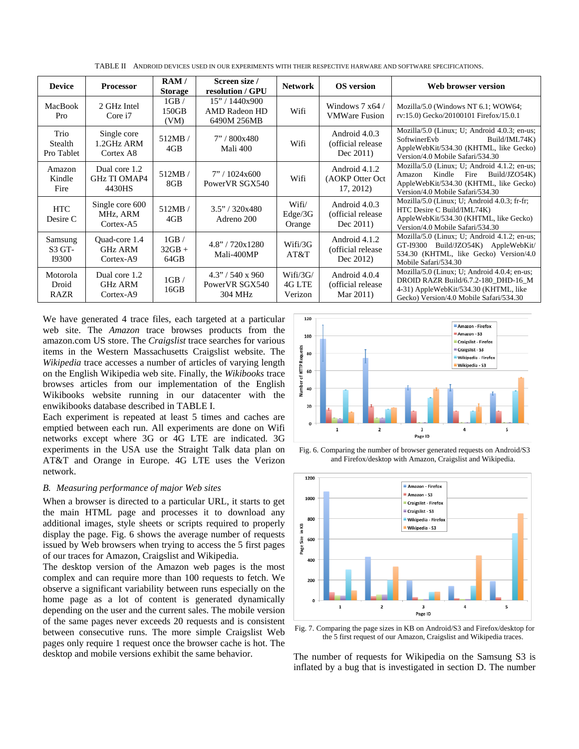TABLE II  ANDROID DEVICES USED IN OUR EXPERIMENTS WITH THEIR RESPECTIVE HARWARE AND SOFTWARE SPECIFICATIONS.

| Device | Processor | RAM / Storage | Screen size / resolution / GPU | Network | OS version | Web browser version |
|---|---|---|---|---|---|---|
| MacBook Pro | 2 GHz Intel Core i7 | 1GB / 150GB (VM) | 15" / 1440x900 AMD Radeon HD 6490M 256MB | Wifi | Windows 7 x64 / VMWare Fusion | Mozilla/5.0 (Windows NT 6.1; WOW64; rv:15.0) Gecko/20100101 Firefox/15.0.1 |
| Trio Stealth Pro Tablet | Single core 1.2GHz ARM Cortex A8 | 512MB / 4GB | 7" / 800x480 Mali 400 | Wifi | Android 4.0.3 (official release Dec 2011) | Mozilla/5.0 (Linux; U; Android 4.0.3; en-us; SoftwinerEvb Build/IML74K) AppleWebKit/534.30 (KHTML, like Gecko) Version/4.0 Mobile Safari/534.30 |
| Amazon Kindle Fire | Dual core 1.2 GHz TI OMAP4 4430HS | 512MB / 8GB | 7" / 1024x600 PowerVR SGX540 | Wifi | Android 4.1.2 (AOKP Otter Oct 17, 2012) | Mozilla/5.0 (Linux; U; Android 4.1.2; en-us; Amazon Kindle Fire Build/JZO54K) AppleWebKit/534.30 (KHTML, like Gecko) Version/4.0 Mobile Safari/534.30 |
| HTC Desire C | Single core 600 MHz, ARM Cortex-A5 | 512MB / 4GB | 3.5" / 320x480 Adreno 200 | Wifi/ Edge/3G Orange | Android 4.0.3 (official release Dec 2011) | Mozilla/5.0 (Linux; U; Android 4.0.3; fr-fr; HTC Desire C Build/IML74K) AppleWebKit/534.30 (KHTML, like Gecko) Version/4.0 Mobile Safari/534.30 |
| Samsung S3 GT-I9300 | Quad-core 1.4 GHz ARM Cortex-A9 | 1GB / 32GB + 64GB | 4.8" / 720x1280 Mali-400MP | Wifi/3G AT&T | Android 4.1.2 (official release Dec 2012) | Mozilla/5.0 (Linux; U; Android 4.1.2; en-us; GT-I9300 Build/JZO54K) AppleWebKit/ 534.30 (KHTML, like Gecko) Version/4.0 Mobile Safari/534.30 |
| Motorola Droid RAZR | Dual core 1.2 GHz ARM Cortex-A9 | 1GB / 16GB | 4.3" / 540 x 960 PowerVR SGX540 304 MHz | Wifi/3G/ 4G LTE Verizon | Android 4.0.4 (official release Mar 2011) | Mozilla/5.0 (Linux; U; Android 4.0.4; en-us; DROID RAZR Build/6.7.2-180_DHD-16_M 4-31) AppleWebKit/534.30 (KHTML, like Gecko) Version/4.0 Mobile Safari/534.30 |

We have generated 4 trace files, each targeted at a particular web site. The *Amazon* trace browses products from the amazon.com US store. The *Craigslist* trace searches for various items in the Western Massachusetts Craigslist website. The *Wikipedia* trace accesses a number of articles of varying length on the English Wikipedia web site. Finally, the *Wikibooks* trace browses articles from our implementation of the English Wikibooks website running in our datacenter with the enwikibooks database described in TABLE I.

Each experiment is repeated at least 5 times and caches are emptied between each run. All experiments are done on Wifi networks except where 3G or 4G LTE are indicated. 3G experiments in the USA use the Straight Talk data plan on AT&T and Orange in Europe. 4G LTE uses the Verizon network.

### *B. Measuring performance of major Web sites*

When a browser is directed to a particular URL, it starts to get the main HTML page and processes it to download any additional images, style sheets or scripts required to properly display the page. Fig. 6 shows the average number of requests issued by Web browsers when trying to access the 5 first pages of our traces for Amazon, Craigslist and Wikipedia.

The desktop version of the Amazon web pages is the most complex and can require more than 100 requests to fetch. We observe a significant variability between runs especially on the home page as a lot of content is generated dynamically depending on the user and the current sales. The mobile version of the same pages never exceeds 20 requests and is consistent between consecutive runs. The more simple Craigslist Web pages only require 1 request once the browser cache is hot. The desktop and mobile versions exhibit the same behavior.

Fig. 6. Comparing the number of browser generated requests on Android/S3 and Firefox/desktop with Amazon, Craigslist and Wikipedia.

Fig. 7. Comparing the page sizes in KB on Android/S3 and Firefox/desktop for the 5 first request of our Amazon, Craigslist and Wikipedia traces.

The number of requests for Wikipedia on the Samsung S3 is inflated by a bug that is investigated in section D. The number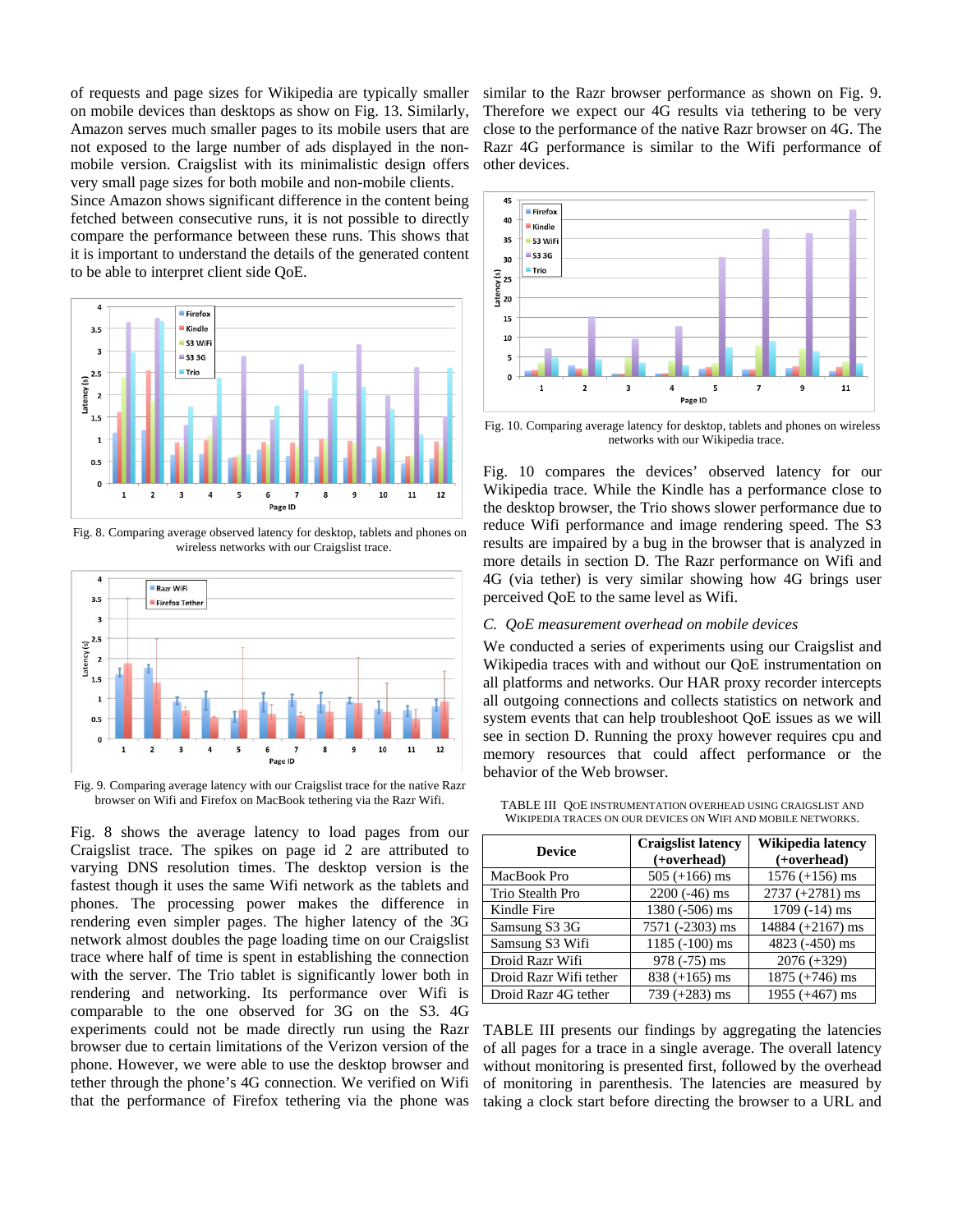of requests and page sizes for Wikipedia are typically smaller on mobile devices than desktops as show on Fig. 13. Similarly, Amazon serves much smaller pages to its mobile users that are not exposed to the large number of ads displayed in the non-mobile version. Craigslist with its minimalistic design offers very small page sizes for both mobile and non-mobile clients.
Since Amazon shows significant difference in the content being fetched between consecutive runs, it is not possible to directly compare the performance between these runs. This shows that it is important to understand the details of the generated content to be able to interpret client side QoE.

Fig. 8. Comparing average observed latency for desktop, tablets and phones on wireless networks with our Craigslist trace.

Fig. 9. Comparing average latency with our Craigslist trace for the native Razr browser on Wifi and Firefox on MacBook tethering via the Razr Wifi.

Fig. 8 shows the average latency to load pages from our Craigslist trace. The spikes on page id 2 are attributed to varying DNS resolution times. The desktop version is the fastest though it uses the same Wifi network as the tablets and phones. The processing power makes the difference in rendering even simpler pages. The higher latency of the 3G network almost doubles the page loading time on our Craigslist trace where half of time is spent in establishing the connection with the server. The Trio tablet is significantly lower both in rendering and networking. Its performance over Wifi is comparable to the one observed for 3G on the S3. 4G experiments could not be made directly run using the Razr browser due to certain limitations of the Verizon version of the phone. However, we were able to use the desktop browser and tether through the phone's 4G connection. We verified on Wifi that the performance of Firefox tethering via the phone was similar to the Razr browser performance as shown on Fig. 9. Therefore we expect our 4G results via tethering to be very close to the performance of the native Razr browser on 4G. The Razr 4G performance is similar to the Wifi performance of other devices.

Fig. 10. Comparing average latency for desktop, tablets and phones on wireless networks with our Wikipedia trace.

Fig. 10 compares the devices' observed latency for our Wikipedia trace. While the Kindle has a performance close to the desktop browser, the Trio shows slower performance due to reduce Wifi performance and image rendering speed. The S3 results are impaired by a bug in the browser that is analyzed in more details in section D. The Razr performance on Wifi and 4G (via tether) is very similar showing how 4G brings user perceived QoE to the same level as Wifi.

### *C. QoE measurement overhead on mobile devices*

We conducted a series of experiments using our Craigslist and Wikipedia traces with and without our QoE instrumentation on all platforms and networks. Our HAR proxy recorder intercepts all outgoing connections and collects statistics on network and system events that can help troubleshoot QoE issues as we will see in section D. Running the proxy however requires cpu and memory resources that could affect performance or the behavior of the Web browser.

TABLE III QoE INSTRUMENTATION OVERHEAD USING CRAIGSLIST AND WIKIPEDIA TRACES ON OUR DEVICES ON WIFI AND MOBILE NETWORKS.

| Device | Craigslist latency (+overhead) | Wikipedia latency (+overhead) |
|---|---|---|
| MacBook Pro | 505 (+166) ms | 1576 (+156) ms |
| Trio Stealth Pro | 2200 (-46) ms | 2737 (+2781) ms |
| Kindle Fire | 1380 (-506) ms | 1709 (-14) ms |
| Samsung S3 3G | 7571 (-2303) ms | 14884 (+2167) ms |
| Samsung S3 Wifi | 1185 (-100) ms | 4823 (-450) ms |
| Droid Razr Wifi | 978 (-75) ms | 2076 (+329) |
| Droid Razr Wifi tether | 838 (+165) ms | 1875 (+746) ms |
| Droid Razr 4G tether | 739 (+283) ms | 1955 (+467) ms |

TABLE III presents our findings by aggregating the latencies of all pages for a trace in a single average. The overall latency without monitoring is presented first, followed by the overhead of monitoring in parenthesis. The latencies are measured by taking a clock start before directing the browser to a URL and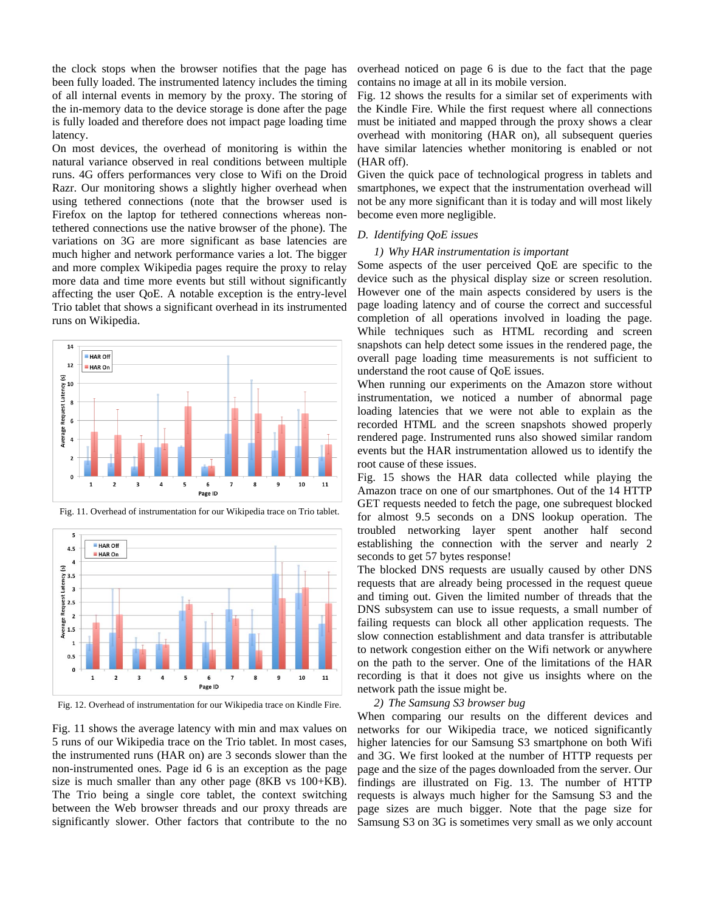the clock stops when the browser notifies that the page has been fully loaded. The instrumented latency includes the timing of all internal events in memory by the proxy. The storing of the in-memory data to the device storage is done after the page is fully loaded and therefore does not impact page loading time latency.

On most devices, the overhead of monitoring is within the natural variance observed in real conditions between multiple runs. 4G offers performances very close to Wifi on the Droid Razr. Our monitoring shows a slightly higher overhead when using tethered connections (note that the browser used is Firefox on the laptop for tethered connections whereas non-tethered connections use the native browser of the phone). The variations on 3G are more significant as base latencies are much higher and network performance varies a lot. The bigger and more complex Wikipedia pages require the proxy to relay more data and time more events but still without significantly affecting the user QoE. A notable exception is the entry-level Trio tablet that shows a significant overhead in its instrumented runs on Wikipedia.

Fig. 11. Overhead of instrumentation for our Wikipedia trace on Trio tablet.

Fig. 12. Overhead of instrumentation for our Wikipedia trace on Kindle Fire.

Fig. 11 shows the average latency with min and max values on 5 runs of our Wikipedia trace on the Trio tablet. In most cases, the instrumented runs (HAR on) are 3 seconds slower than the non-instrumented ones. Page id 6 is an exception as the page size is much smaller than any other page (8KB vs 100+KB). The Trio being a single core tablet, the context switching between the Web browser threads and our proxy threads are significantly slower. Other factors that contribute to the no overhead noticed on page 6 is due to the fact that the page contains no image at all in its mobile version.

Fig. 12 shows the results for a similar set of experiments with the Kindle Fire. While the first request where all connections must be initiated and mapped through the proxy shows a clear overhead with monitoring (HAR on), all subsequent queries have similar latencies whether monitoring is enabled or not (HAR off).

Given the quick pace of technological progress in tablets and smartphones, we expect that the instrumentation overhead will not be any more significant than it is today and will most likely become even more negligible.

### *D. Identifying QoE issues*

#### *1) Why HAR instrumentation is important*

Some aspects of the user perceived QoE are specific to the device such as the physical display size or screen resolution. However one of the main aspects considered by users is the page loading latency and of course the correct and successful completion of all operations involved in loading the page. While techniques such as HTML recording and screen snapshots can help detect some issues in the rendered page, the overall page loading time measurements is not sufficient to understand the root cause of QoE issues.

When running our experiments on the Amazon store without instrumentation, we noticed a number of abnormal page loading latencies that we were not able to explain as the recorded HTML and the screen snapshots showed properly rendered page. Instrumented runs also showed similar random events but the HAR instrumentation allowed us to identify the root cause of these issues.

Fig. 15 shows the HAR data collected while playing the Amazon trace on one of our smartphones. Out of the 14 HTTP GET requests needed to fetch the page, one subrequest blocked for almost 9.5 seconds on a DNS lookup operation. The troubled networking layer spent another half second establishing the connection with the server and nearly 2 seconds to get 57 bytes response!

The blocked DNS requests are usually caused by other DNS requests that are already being processed in the request queue and timing out. Given the limited number of threads that the DNS subsystem can use to issue requests, a small number of failing requests can block all other application requests. The slow connection establishment and data transfer is attributable to network congestion either on the Wifi network or anywhere on the path to the server. One of the limitations of the HAR recording is that it does not give us insights where on the network path the issue might be.

#### *2) The Samsung S3 browser bug*

When comparing our results on the different devices and networks for our Wikipedia trace, we noticed significantly higher latencies for our Samsung S3 smartphone on both Wifi and 3G. We first looked at the number of HTTP requests per page and the size of the pages downloaded from the server. Our findings are illustrated on Fig. 13. The number of HTTP requests is always much higher for the Samsung S3 and the page sizes are much bigger. Note that the page size for Samsung S3 on 3G is sometimes very small as we only account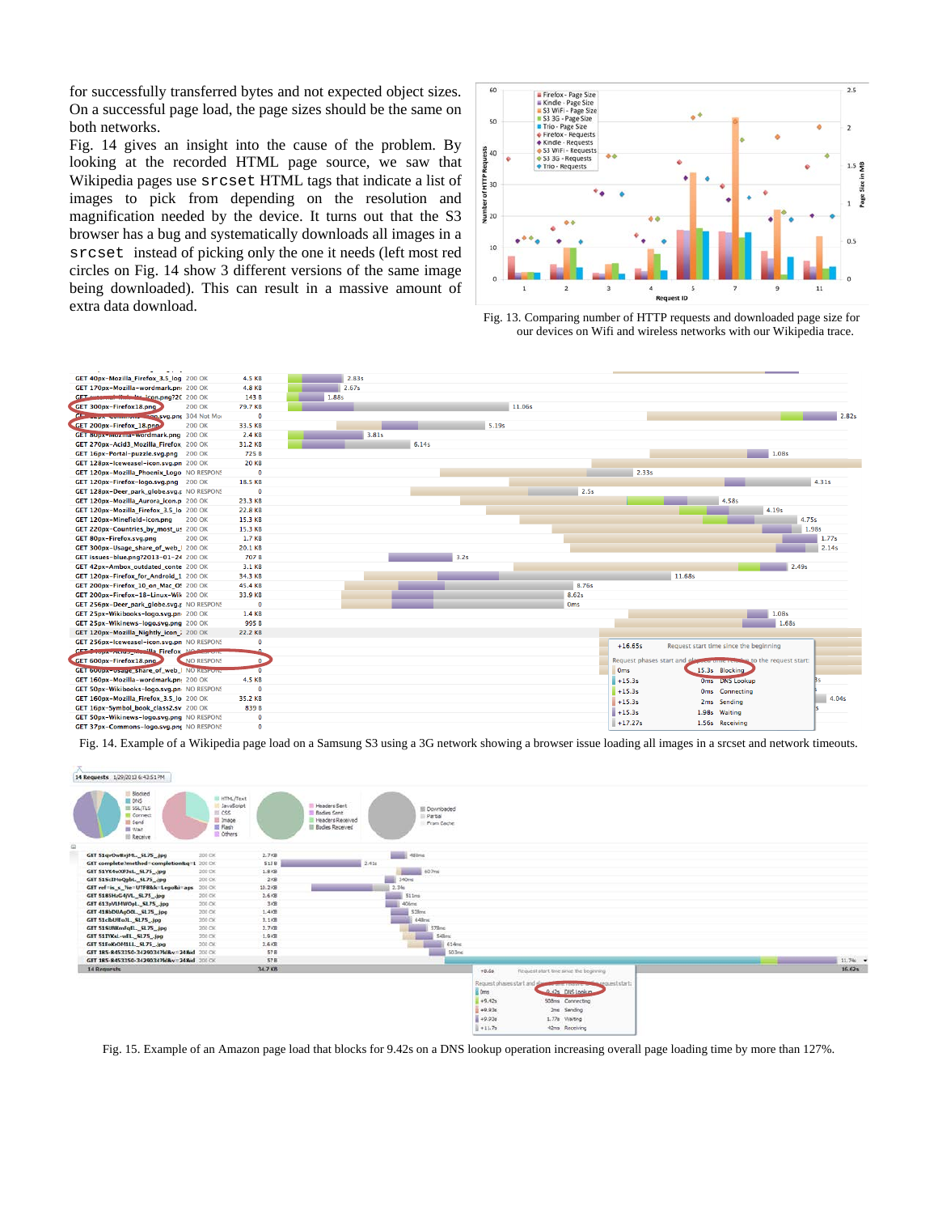for successfully transferred bytes and not expected object sizes. On a successful page load, the page sizes should be the same on both networks.

Fig. 14 gives an insight into the cause of the problem. By looking at the recorded HTML page source, we saw that Wikipedia pages use `srcset` HTML tags that indicate a list of images to pick from depending on the resolution and magnification needed by the device. It turns out that the S3 browser has a bug and systematically downloads all images in a `srcset` instead of picking only the one it needs (left most red circles on Fig. 14 show 3 different versions of the same image being downloaded). This can result in a massive amount of extra data download.

Fig. 13. Comparing number of HTTP requests and downloaded page size for our devices on Wifi and wireless networks with our Wikipedia trace.

Fig. 14. Example of a Wikipedia page load on a Samsung S3 using a 3G network showing a browser issue loading all images in a srcset and network timeouts.

Fig. 15. Example of an Amazon page load that blocks for 9.42s on a DNS lookup operation increasing overall page loading time by more than 127%.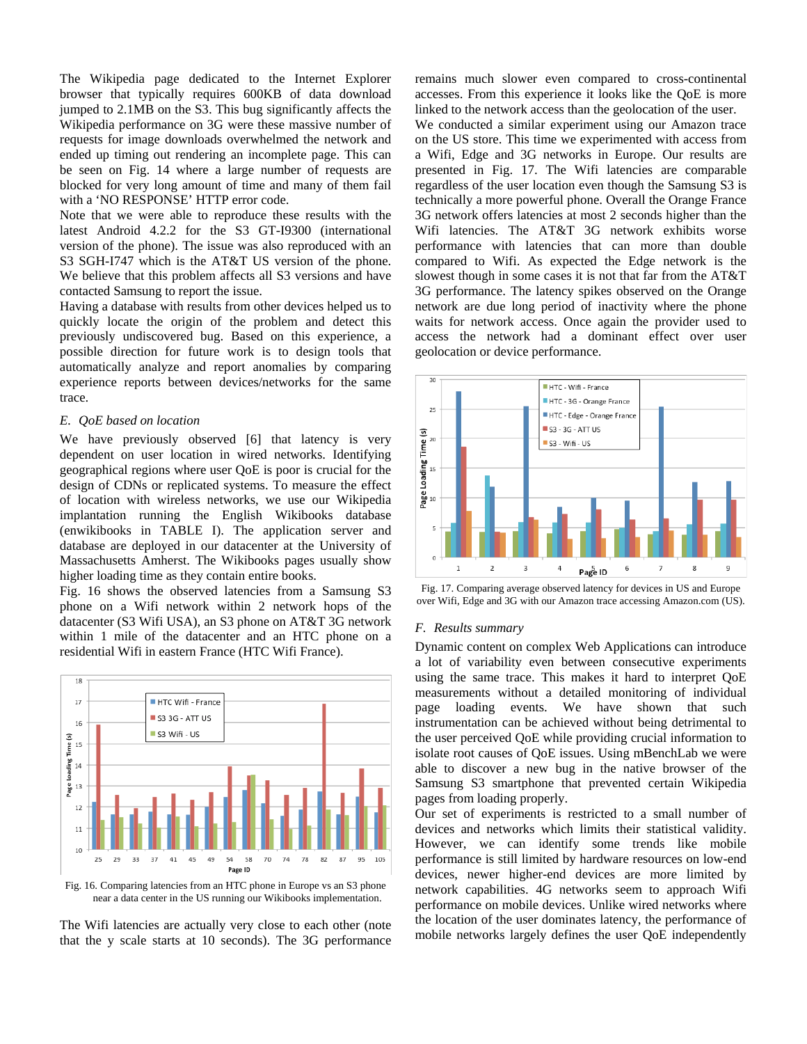The Wikipedia page dedicated to the Internet Explorer browser that typically requires 600KB of data download jumped to 2.1MB on the S3. This bug significantly affects the Wikipedia performance on 3G were these massive number of requests for image downloads overwhelmed the network and ended up timing out rendering an incomplete page. This can be seen on Fig. 14 where a large number of requests are blocked for very long amount of time and many of them fail with a 'NO RESPONSE' HTTP error code.

Note that we were able to reproduce these results with the latest Android 4.2.2 for the S3 GT-I9300 (international version of the phone). The issue was also reproduced with an S3 SGH-I747 which is the AT&T US version of the phone. We believe that this problem affects all S3 versions and have contacted Samsung to report the issue.

Having a database with results from other devices helped us to quickly locate the origin of the problem and detect this previously undiscovered bug. Based on this experience, a possible direction for future work is to design tools that automatically analyze and report anomalies by comparing experience reports between devices/networks for the same trace.

### *E. QoE based on location*

We have previously observed [6] that latency is very dependent on user location in wired networks. Identifying geographical regions where user QoE is poor is crucial for the design of CDNs or replicated systems. To measure the effect of location with wireless networks, we use our Wikipedia implantation running the English Wikibooks database (enwikibooks in TABLE I). The application server and database are deployed in our datacenter at the University of Massachusetts Amherst. The Wikibooks pages usually show higher loading time as they contain entire books.

Fig. 16 shows the observed latencies from a Samsung S3 phone on a Wifi network within 2 network hops of the datacenter (S3 Wifi USA), an S3 phone on AT&T 3G network within 1 mile of the datacenter and an HTC phone on a residential Wifi in eastern France (HTC Wifi France).

Fig. 16. Comparing latencies from an HTC phone in Europe vs an S3 phone near a data center in the US running our Wikibooks implementation.

The Wifi latencies are actually very close to each other (note that the y scale starts at 10 seconds). The 3G performance remains much slower even compared to cross-continental accesses. From this experience it looks like the QoE is more linked to the network access than the geolocation of the user.

We conducted a similar experiment using our Amazon trace on the US store. This time we experimented with access from a Wifi, Edge and 3G networks in Europe. Our results are presented in Fig. 17. The Wifi latencies are comparable regardless of the user location even though the Samsung S3 is technically a more powerful phone. Overall the Orange France 3G network offers latencies at most 2 seconds higher than the Wifi latencies. The AT&T 3G network exhibits worse performance with latencies that can more than double compared to Wifi. As expected the Edge network is the slowest though in some cases it is not that far from the AT&T 3G performance. The latency spikes observed on the Orange network are due long period of inactivity where the phone waits for network access. Once again the provider used to access the network had a dominant effect over user geolocation or device performance.

Fig. 17. Comparing average observed latency for devices in US and Europe over Wifi, Edge and 3G with our Amazon trace accessing Amazon.com (US).

### *F. Results summary*

Dynamic content on complex Web Applications can introduce a lot of variability even between consecutive experiments using the same trace. This makes it hard to interpret QoE measurements without a detailed monitoring of individual page loading events. We have shown that such instrumentation can be achieved without being detrimental to the user perceived QoE while providing crucial information to isolate root causes of QoE issues. Using mBenchLab we were able to discover a new bug in the native browser of the Samsung S3 smartphone that prevented certain Wikipedia pages from loading properly.

Our set of experiments is restricted to a small number of devices and networks which limits their statistical validity. However, we can identify some trends like mobile performance is still limited by hardware resources on low-end devices, newer higher-end devices are more limited by network capabilities. 4G networks seem to approach Wifi performance on mobile devices. Unlike wired networks where the location of the user dominates latency, the performance of mobile networks largely defines the user QoE independently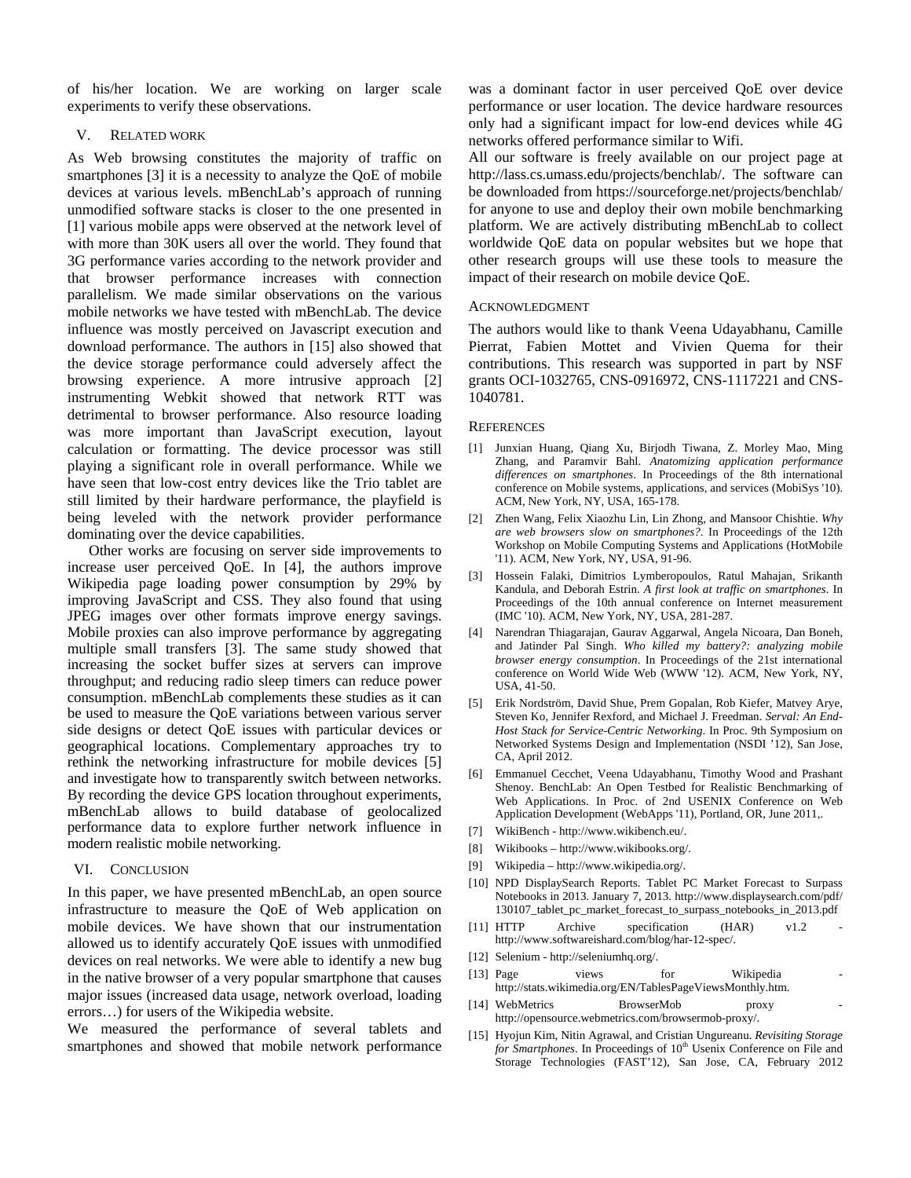of his/her location. We are working on larger scale experiments to verify these observations.

## V. Related work

As Web browsing constitutes the majority of traffic on smartphones [3] it is a necessity to analyze the QoE of mobile devices at various levels. mBenchLab's approach of running unmodified software stacks is closer to the one presented in [1] various mobile apps were observed at the network level of with more than 30K users all over the world. They found that 3G performance varies according to the network provider and that browser performance increases with connection parallelism. We made similar observations on the various mobile networks we have tested with mBenchLab. The device influence was mostly perceived on Javascript execution and download performance. The authors in [15] also showed that the device storage performance could adversely affect the browsing experience. A more intrusive approach [2] instrumenting Webkit showed that network RTT was detrimental to browser performance. Also resource loading was more important than JavaScript execution, layout calculation or formatting. The device processor was still playing a significant role in overall performance. While we have seen that low-cost entry devices like the Trio tablet are still limited by their hardware performance, the playfield is being leveled with the network provider performance dominating over the device capabilities.

Other works are focusing on server side improvements to increase user perceived QoE. In [4], the authors improve Wikipedia page loading power consumption by 29% by improving JavaScript and CSS. They also found that using JPEG images over other formats improve energy savings. Mobile proxies can also improve performance by aggregating multiple small transfers [3]. The same study showed that increasing the socket buffer sizes at servers can improve throughput; and reducing radio sleep timers can reduce power consumption. mBenchLab complements these studies as it can be used to measure the QoE variations between various server side designs or detect QoE issues with particular devices or geographical locations. Complementary approaches try to rethink the networking infrastructure for mobile devices [5] and investigate how to transparently switch between networks. By recording the device GPS location throughout experiments, mBenchLab allows to build database of geolocalized performance data to explore further network influence in modern realistic mobile networking.

## VI. Conclusion

In this paper, we have presented mBenchLab, an open source infrastructure to measure the QoE of Web application on mobile devices. We have shown that our instrumentation allowed us to identify accurately QoE issues with unmodified devices on real networks. We were able to identify a new bug in the native browser of a very popular smartphone that causes major issues (increased data usage, network overload, loading errors…) for users of the Wikipedia website.

We measured the performance of several tablets and smartphones and showed that mobile network performance was a dominant factor in user perceived QoE over device performance or user location. The device hardware resources only had a significant impact for low-end devices while 4G networks offered performance similar to Wifi.

All our software is freely available on our project page at http://lass.cs.umass.edu/projects/benchlab/. The software can be downloaded from https://sourceforge.net/projects/benchlab/ for anyone to use and deploy their own mobile benchmarking platform. We are actively distributing mBenchLab to collect worldwide QoE data on popular websites but we hope that other research groups will use these tools to measure the impact of their research on mobile device QoE.

## Acknowledgment

The authors would like to thank Veena Udayabhanu, Camille Pierrat, Fabien Mottet and Vivien Quema for their contributions. This research was supported in part by NSF grants OCI-1032765, CNS-0916972, CNS-1117221 and CNS-1040781.

## References

[1] Junxian Huang, Qiang Xu, Birjodh Tiwana, Z. Morley Mao, Ming Zhang, and Paramvir Bahl. *Anatomizing application performance differences on smartphones*. In Proceedings of the 8th international conference on Mobile systems, applications, and services (MobiSys '10). ACM, New York, NY, USA, 165-178.

[2] Zhen Wang, Felix Xiaozhu Lin, Lin Zhong, and Mansoor Chishtie. *Why are web browsers slow on smartphones?*. In Proceedings of the 12th Workshop on Mobile Computing Systems and Applications (HotMobile '11). ACM, New York, NY, USA, 91-96.

[3] Hossein Falaki, Dimitrios Lymberopoulos, Ratul Mahajan, Srikanth Kandula, and Deborah Estrin. *A first look at traffic on smartphones*. In Proceedings of the 10th annual conference on Internet measurement (IMC '10). ACM, New York, NY, USA, 281-287.

[4] Narendran Thiagarajan, Gaurav Aggarwal, Angela Nicoara, Dan Boneh, and Jatinder Pal Singh. *Who killed my battery?: analyzing mobile browser energy consumption*. In Proceedings of the 21st international conference on World Wide Web (WWW '12). ACM, New York, NY, USA, 41-50.

[5] Erik Nordström, David Shue, Prem Gopalan, Rob Kiefer, Matvey Arye, Steven Ko, Jennifer Rexford, and Michael J. Freedman. *Serval: An End-Host Stack for Service-Centric Networking*. In Proc. 9th Symposium on Networked Systems Design and Implementation (NSDI '12), San Jose, CA, April 2012.

[6] Emmanuel Cecchet, Veena Udayabhanu, Timothy Wood and Prashant Shenoy. BenchLab: An Open Testbed for Realistic Benchmarking of Web Applications. In Proc. of 2nd USENIX Conference on Web Application Development (WebApps '11), Portland, OR, June 2011,.

[7] WikiBench - http://www.wikibench.eu/.

[8] Wikibooks – http://www.wikibooks.org/.

[9] Wikipedia – http://www.wikipedia.org/.

[10] NPD DisplaySearch Reports. Tablet PC Market Forecast to Surpass Notebooks in 2013. January 7, 2013. http://www.displaysearch.com/pdf/130107_tablet_pc_market_forecast_to_surpass_notebooks_in_2013.pdf

[11] HTTP Archive specification (HAR) v1.2 - http://www.softwareishard.com/blog/har-12-spec/.

[12] Selenium - http://seleniumhq.org/.

[13] Page views for Wikipedia - http://stats.wikimedia.org/EN/TablesPageViewsMonthly.htm.

[14] WebMetrics BrowserMob proxy - http://opensource.webmetrics.com/browsermob-proxy/.

[15] Hyojun Kim, Nitin Agrawal, and Cristian Ungureanu. *Revisiting Storage for Smartphones*. In Proceedings of 10th Usenix Conference on File and Storage Technologies (FAST'12), San Jose, CA, February 2012